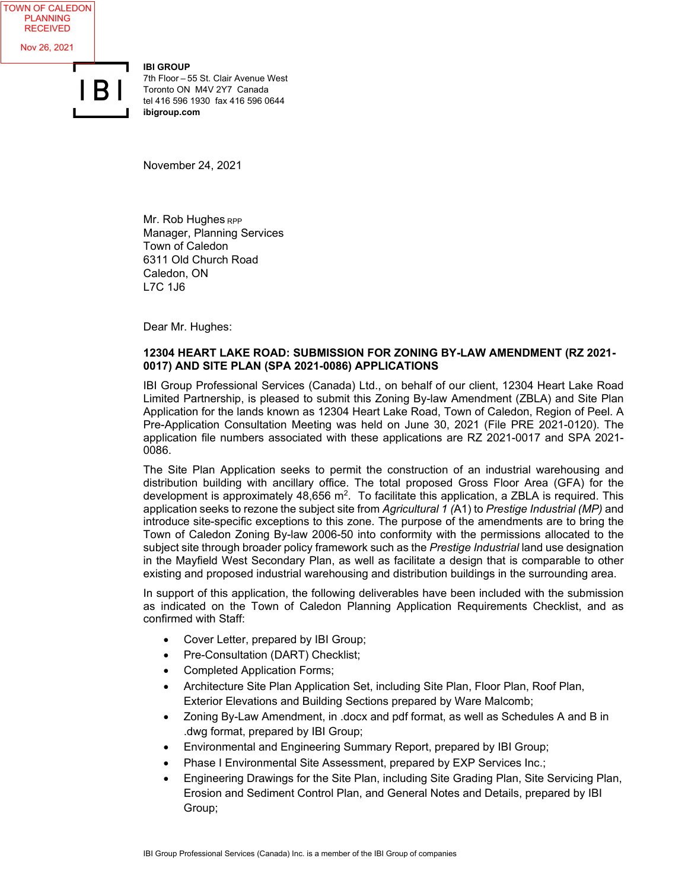TOWN OF CALEDON
PLANNING
RECEIVED

Nov 26, 2021

**IBI GROUP**
7th Floor – 55 St. Clair Avenue West
Toronto ON M4V 2Y7 Canada
tel 416 596 1930 fax 416 596 0644
**ibigroup.com**

November 24, 2021

Mr. Rob Hughes RPP
Manager, Planning Services
Town of Caledon
6311 Old Church Road
Caledon, ON
L7C 1J6

Dear Mr. Hughes:

**12304 HEART LAKE ROAD: SUBMISSION FOR ZONING BY-LAW AMENDMENT (RZ 2021-0017) AND SITE PLAN (SPA 2021-0086) APPLICATIONS**

IBI Group Professional Services (Canada) Ltd., on behalf of our client, 12304 Heart Lake Road Limited Partnership, is pleased to submit this Zoning By-law Amendment (ZBLA) and Site Plan Application for the lands known as 12304 Heart Lake Road, Town of Caledon, Region of Peel. A Pre-Application Consultation Meeting was held on June 30, 2021 (File PRE 2021-0120). The application file numbers associated with these applications are RZ 2021-0017 and SPA 2021-0086.

The Site Plan Application seeks to permit the construction of an industrial warehousing and distribution building with ancillary office. The total proposed Gross Floor Area (GFA) for the development is approximately 48,656 m$^2$. To facilitate this application, a ZBLA is required. This application seeks to rezone the subject site from *Agricultural 1 (*A1) to *Prestige Industrial (MP)* and introduce site-specific exceptions to this zone. The purpose of the amendments are to bring the Town of Caledon Zoning By-law 2006-50 into conformity with the permissions allocated to the subject site through broader policy framework such as the *Prestige Industrial* land use designation in the Mayfield West Secondary Plan, as well as facilitate a design that is comparable to other existing and proposed industrial warehousing and distribution buildings in the surrounding area.

In support of this application, the following deliverables have been included with the submission as indicated on the Town of Caledon Planning Application Requirements Checklist, and as confirmed with Staff:

- Cover Letter, prepared by IBI Group;
- Pre-Consultation (DART) Checklist;
- Completed Application Forms;
- Architecture Site Plan Application Set, including Site Plan, Floor Plan, Roof Plan, Exterior Elevations and Building Sections prepared by Ware Malcomb;
- Zoning By-Law Amendment, in .docx and pdf format, as well as Schedules A and B in .dwg format, prepared by IBI Group;
- Environmental and Engineering Summary Report, prepared by IBI Group;
- Phase I Environmental Site Assessment, prepared by EXP Services Inc.;
- Engineering Drawings for the Site Plan, including Site Grading Plan, Site Servicing Plan, Erosion and Sediment Control Plan, and General Notes and Details, prepared by IBI Group;

IBI Group Professional Services (Canada) Inc. is a member of the IBI Group of companies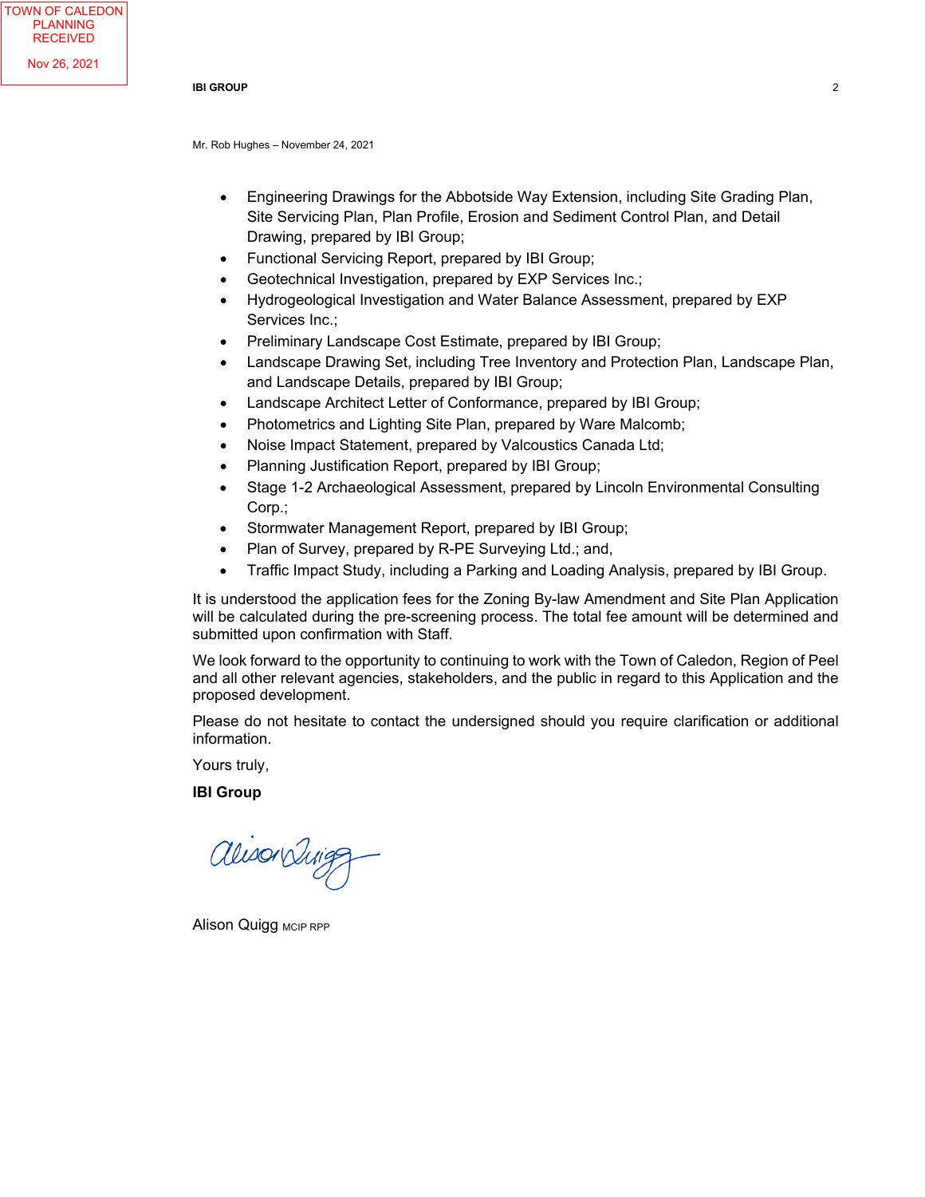Mr. Rob Hughes – November 24, 2021

- Engineering Drawings for the Abbotside Way Extension, including Site Grading Plan, Site Servicing Plan, Plan Profile, Erosion and Sediment Control Plan, and Detail Drawing, prepared by IBI Group;
- Functional Servicing Report, prepared by IBI Group;
- Geotechnical Investigation, prepared by EXP Services Inc.;
- Hydrogeological Investigation and Water Balance Assessment, prepared by EXP Services Inc.;
- Preliminary Landscape Cost Estimate, prepared by IBI Group;
- Landscape Drawing Set, including Tree Inventory and Protection Plan, Landscape Plan, and Landscape Details, prepared by IBI Group;
- Landscape Architect Letter of Conformance, prepared by IBI Group;
- Photometrics and Lighting Site Plan, prepared by Ware Malcomb;
- Noise Impact Statement, prepared by Valcoustics Canada Ltd;
- Planning Justification Report, prepared by IBI Group;
- Stage 1-2 Archaeological Assessment, prepared by Lincoln Environmental Consulting Corp.;
- Stormwater Management Report, prepared by IBI Group;
- Plan of Survey, prepared by R-PE Surveying Ltd.; and,
- Traffic Impact Study, including a Parking and Loading Analysis, prepared by IBI Group.

It is understood the application fees for the Zoning By-law Amendment and Site Plan Application will be calculated during the pre-screening process. The total fee amount will be determined and submitted upon confirmation with Staff.

We look forward to the opportunity to continuing to work with the Town of Caledon, Region of Peel and all other relevant agencies, stakeholders, and the public in regard to this Application and the proposed development.

Please do not hesitate to contact the undersigned should you require clarification or additional information.

Yours truly,

**IBI Group**

Alison Quigg MCIP RPP